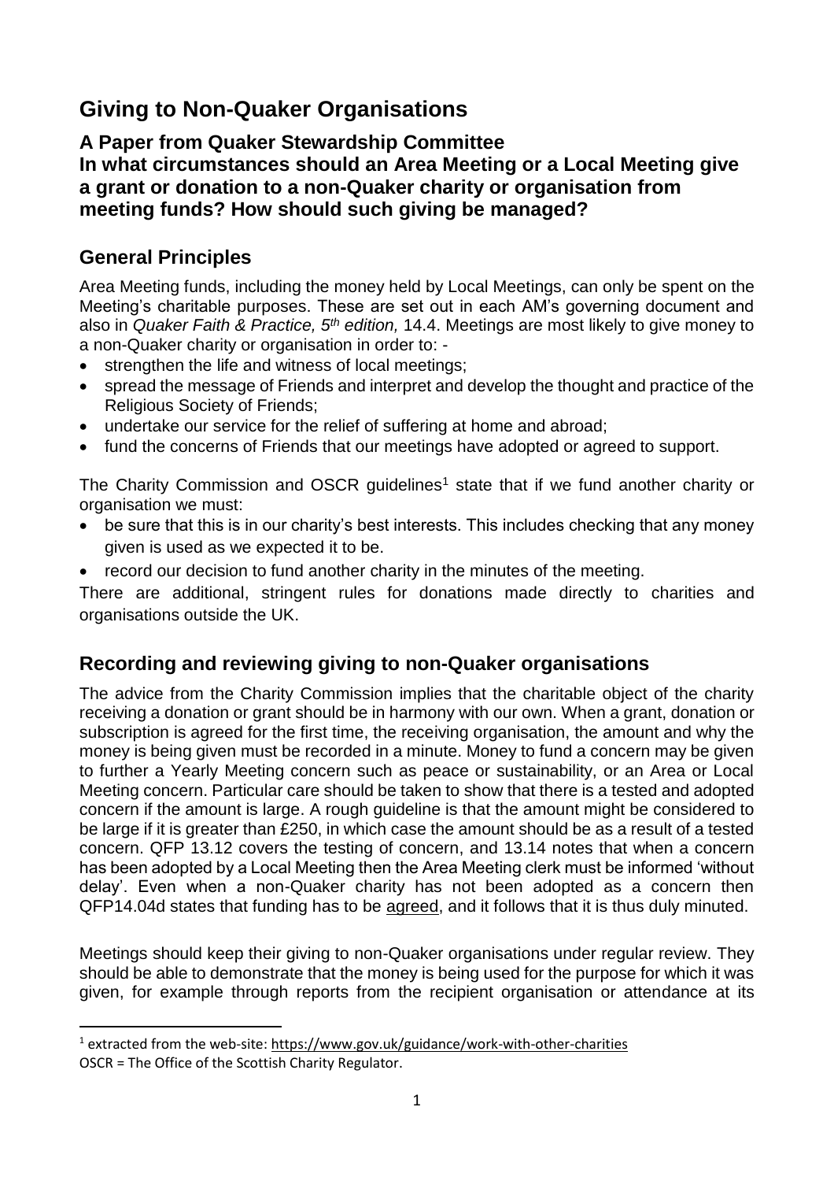# Giving to Non-Quaker Organisations

**A Paper from Quaker Stewardship Committee**
**In what circumstances should an Area Meeting or a Local Meeting give a grant or donation to a non-Quaker charity or organisation from meeting funds? How should such giving be managed?**

## General Principles

Area Meeting funds, including the money held by Local Meetings, can only be spent on the Meeting's charitable purposes. These are set out in each AM's governing document and also in *Quaker Faith & Practice, 5th edition,* 14.4. Meetings are most likely to give money to a non-Quaker charity or organisation in order to: -

- strengthen the life and witness of local meetings;
- spread the message of Friends and interpret and develop the thought and practice of the Religious Society of Friends;
- undertake our service for the relief of suffering at home and abroad;
- fund the concerns of Friends that our meetings have adopted or agreed to support.

The Charity Commission and OSCR guidelines[1] state that if we fund another charity or organisation we must:

- be sure that this is in our charity's best interests. This includes checking that any money given is used as we expected it to be.
- record our decision to fund another charity in the minutes of the meeting.

There are additional, stringent rules for donations made directly to charities and organisations outside the UK.

## Recording and reviewing giving to non-Quaker organisations

The advice from the Charity Commission implies that the charitable object of the charity receiving a donation or grant should be in harmony with our own. When a grant, donation or subscription is agreed for the first time, the receiving organisation, the amount and why the money is being given must be recorded in a minute. Money to fund a concern may be given to further a Yearly Meeting concern such as peace or sustainability, or an Area or Local Meeting concern. Particular care should be taken to show that there is a tested and adopted concern if the amount is large. A rough guideline is that the amount might be considered to be large if it is greater than £250, in which case the amount should be as a result of a tested concern. QFP 13.12 covers the testing of concern, and 13.14 notes that when a concern has been adopted by a Local Meeting then the Area Meeting clerk must be informed 'without delay'. Even when a non-Quaker charity has not been adopted as a concern then QFP14.04d states that funding has to be agreed, and it follows that it is thus duly minuted.

Meetings should keep their giving to non-Quaker organisations under regular review. They should be able to demonstrate that the money is being used for the purpose for which it was given, for example through reports from the recipient organisation or attendance at its

[1] extracted from the web-site: https://www.gov.uk/guidance/work-with-other-charities
OSCR = The Office of the Scottish Charity Regulator.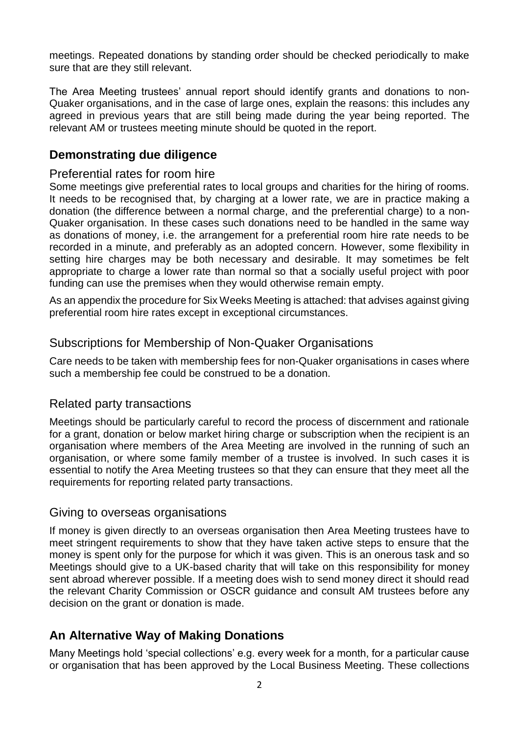meetings. Repeated donations by standing order should be checked periodically to make sure that are they still relevant.

The Area Meeting trustees' annual report should identify grants and donations to non-Quaker organisations, and in the case of large ones, explain the reasons: this includes any agreed in previous years that are still being made during the year being reported. The relevant AM or trustees meeting minute should be quoted in the report.

## Demonstrating due diligence

### Preferential rates for room hire

Some meetings give preferential rates to local groups and charities for the hiring of rooms. It needs to be recognised that, by charging at a lower rate, we are in practice making a donation (the difference between a normal charge, and the preferential charge) to a non-Quaker organisation. In these cases such donations need to be handled in the same way as donations of money, i.e. the arrangement for a preferential room hire rate needs to be recorded in a minute, and preferably as an adopted concern. However, some flexibility in setting hire charges may be both necessary and desirable. It may sometimes be felt appropriate to charge a lower rate than normal so that a socially useful project with poor funding can use the premises when they would otherwise remain empty.

As an appendix the procedure for Six Weeks Meeting is attached: that advises against giving preferential room hire rates except in exceptional circumstances.

### Subscriptions for Membership of Non-Quaker Organisations

Care needs to be taken with membership fees for non-Quaker organisations in cases where such a membership fee could be construed to be a donation.

### Related party transactions

Meetings should be particularly careful to record the process of discernment and rationale for a grant, donation or below market hiring charge or subscription when the recipient is an organisation where members of the Area Meeting are involved in the running of such an organisation, or where some family member of a trustee is involved. In such cases it is essential to notify the Area Meeting trustees so that they can ensure that they meet all the requirements for reporting related party transactions.

### Giving to overseas organisations

If money is given directly to an overseas organisation then Area Meeting trustees have to meet stringent requirements to show that they have taken active steps to ensure that the money is spent only for the purpose for which it was given. This is an onerous task and so Meetings should give to a UK-based charity that will take on this responsibility for money sent abroad wherever possible. If a meeting does wish to send money direct it should read the relevant Charity Commission or OSCR guidance and consult AM trustees before any decision on the grant or donation is made.

## An Alternative Way of Making Donations

Many Meetings hold 'special collections' e.g. every week for a month, for a particular cause or organisation that has been approved by the Local Business Meeting. These collections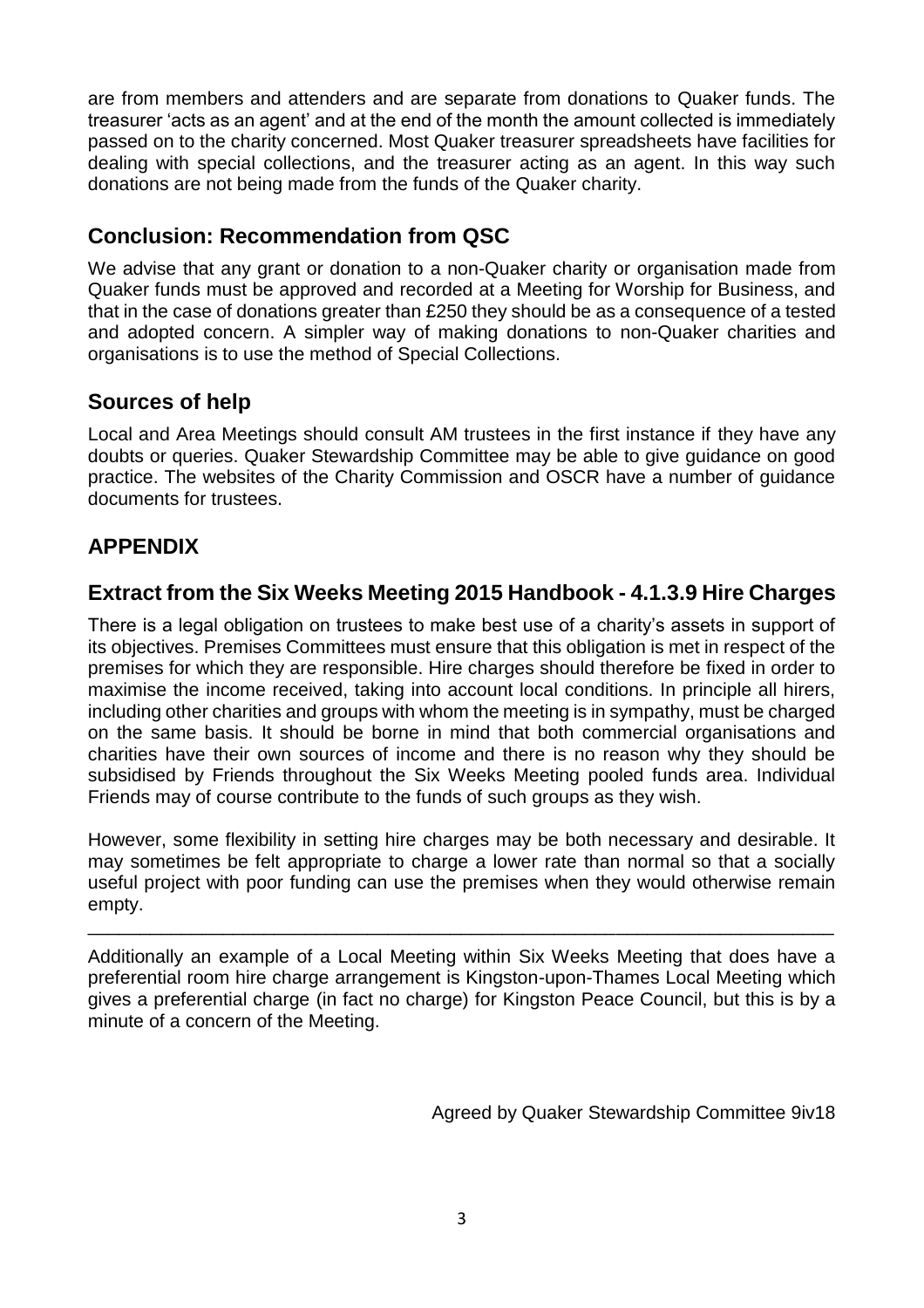are from members and attenders and are separate from donations to Quaker funds. The treasurer 'acts as an agent' and at the end of the month the amount collected is immediately passed on to the charity concerned. Most Quaker treasurer spreadsheets have facilities for dealing with special collections, and the treasurer acting as an agent. In this way such donations are not being made from the funds of the Quaker charity.

## Conclusion: Recommendation from QSC

We advise that any grant or donation to a non-Quaker charity or organisation made from Quaker funds must be approved and recorded at a Meeting for Worship for Business, and that in the case of donations greater than £250 they should be as a consequence of a tested and adopted concern. A simpler way of making donations to non-Quaker charities and organisations is to use the method of Special Collections.

## Sources of help

Local and Area Meetings should consult AM trustees in the first instance if they have any doubts or queries. Quaker Stewardship Committee may be able to give guidance on good practice. The websites of the Charity Commission and OSCR have a number of guidance documents for trustees.

## APPENDIX

## Extract from the Six Weeks Meeting 2015 Handbook - 4.1.3.9 Hire Charges

There is a legal obligation on trustees to make best use of a charity's assets in support of its objectives. Premises Committees must ensure that this obligation is met in respect of the premises for which they are responsible. Hire charges should therefore be fixed in order to maximise the income received, taking into account local conditions. In principle all hirers, including other charities and groups with whom the meeting is in sympathy, must be charged on the same basis. It should be borne in mind that both commercial organisations and charities have their own sources of income and there is no reason why they should be subsidised by Friends throughout the Six Weeks Meeting pooled funds area. Individual Friends may of course contribute to the funds of such groups as they wish.

However, some flexibility in setting hire charges may be both necessary and desirable. It may sometimes be felt appropriate to charge a lower rate than normal so that a socially useful project with poor funding can use the premises when they would otherwise remain empty.

---

Additionally an example of a Local Meeting within Six Weeks Meeting that does have a preferential room hire charge arrangement is Kingston-upon-Thames Local Meeting which gives a preferential charge (in fact no charge) for Kingston Peace Council, but this is by a minute of a concern of the Meeting.

Agreed by Quaker Stewardship Committee 9iv18